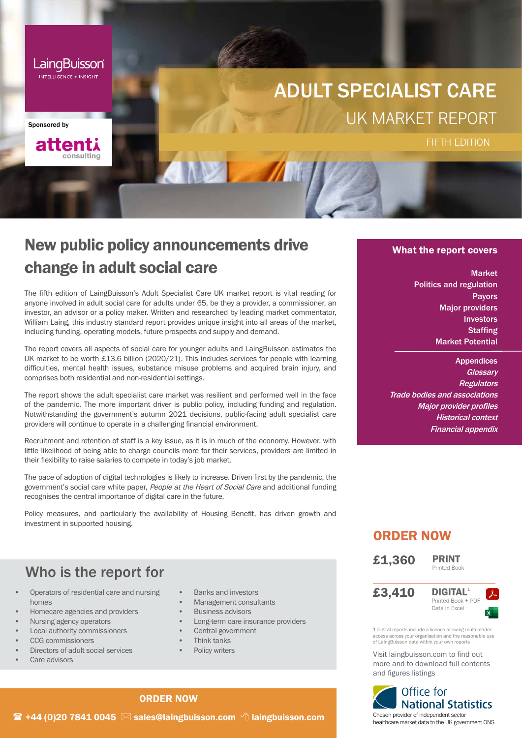LaingBuisson
INTELLIGENCE + INSIGHT

Sponsored by

attenti consulting

# ADULT SPECIALIST CARE

## UK MARKET REPORT

FIFTH EDITION

## New public policy announcements drive change in adult social care

The fifth edition of LaingBuisson's Adult Specialist Care UK market report is vital reading for anyone involved in adult social care for adults under 65, be they a provider, a commissioner, an investor, an advisor or a policy maker. Written and researched by leading market commentator, William Laing, this industry standard report provides unique insight into all areas of the market, including funding, operating models, future prospects and supply and demand.

The report covers all aspects of social care for younger adults and LaingBuisson estimates the UK market to be worth £13.6 billion (2020/21). This includes services for people with learning difficulties, mental health issues, substance misuse problems and acquired brain injury, and comprises both residential and non-residential settings.

The report shows the adult specialist care market was resilient and performed well in the face of the pandemic. The more important driver is public policy, including funding and regulation. Notwithstanding the government's autumn 2021 decisions, public-facing adult specialist care providers will continue to operate in a challenging financial environment.

Recruitment and retention of staff is a key issue, as it is in much of the economy. However, with little likelihood of being able to charge councils more for their services, providers are limited in their flexibility to raise salaries to compete in today's job market.

The pace of adoption of digital technologies is likely to increase. Driven first by the pandemic, the government's social care white paper, *People at the Heart of Social Care* and additional funding recognises the central importance of digital care in the future.

Policy measures, and particularly the availability of Housing Benefit, has driven growth and investment in supported housing.

## Who is the report for

- Operators of residential care and nursing homes
- Homecare agencies and providers
- Nursing agency operators
- Local authority commissioners
- CCG commissioners
- Directors of adult social services
- Care advisors
- Banks and investors
- Management consultants
- Business advisors
- Long-term care insurance providers
- Central government
- Think tanks
- Policy writers

### What the report covers

**Market**
**Politics and regulation**
**Payors**
**Major providers**
**Investors**
**Staffing**
**Market Potential**

**Appendices**
***Glossary***
***Regulators***
***Trade bodies and associations***
***Major provider profiles***
***Historical context***
***Financial appendix***

## ORDER NOW

| | |
|---|---|
| **£1,360** | **PRINT** Printed Book |
| **£3,410** | **DIGITAL**[1] Printed Book + PDF Data in Excel |

1 Digital reports include a licence allowing multi-reader access across your organisation and the reasonable use of LaingBuisson data within your own reports

Visit laingbuisson.com to find out more and to download full contents and figures listings

Office for National Statistics
Chosen provider of independent sector healthcare market data to the UK government ONS

**ORDER NOW**

**☎ +44 (0)20 7841 0045 ✉ sales@laingbuisson.com laingbuisson.com**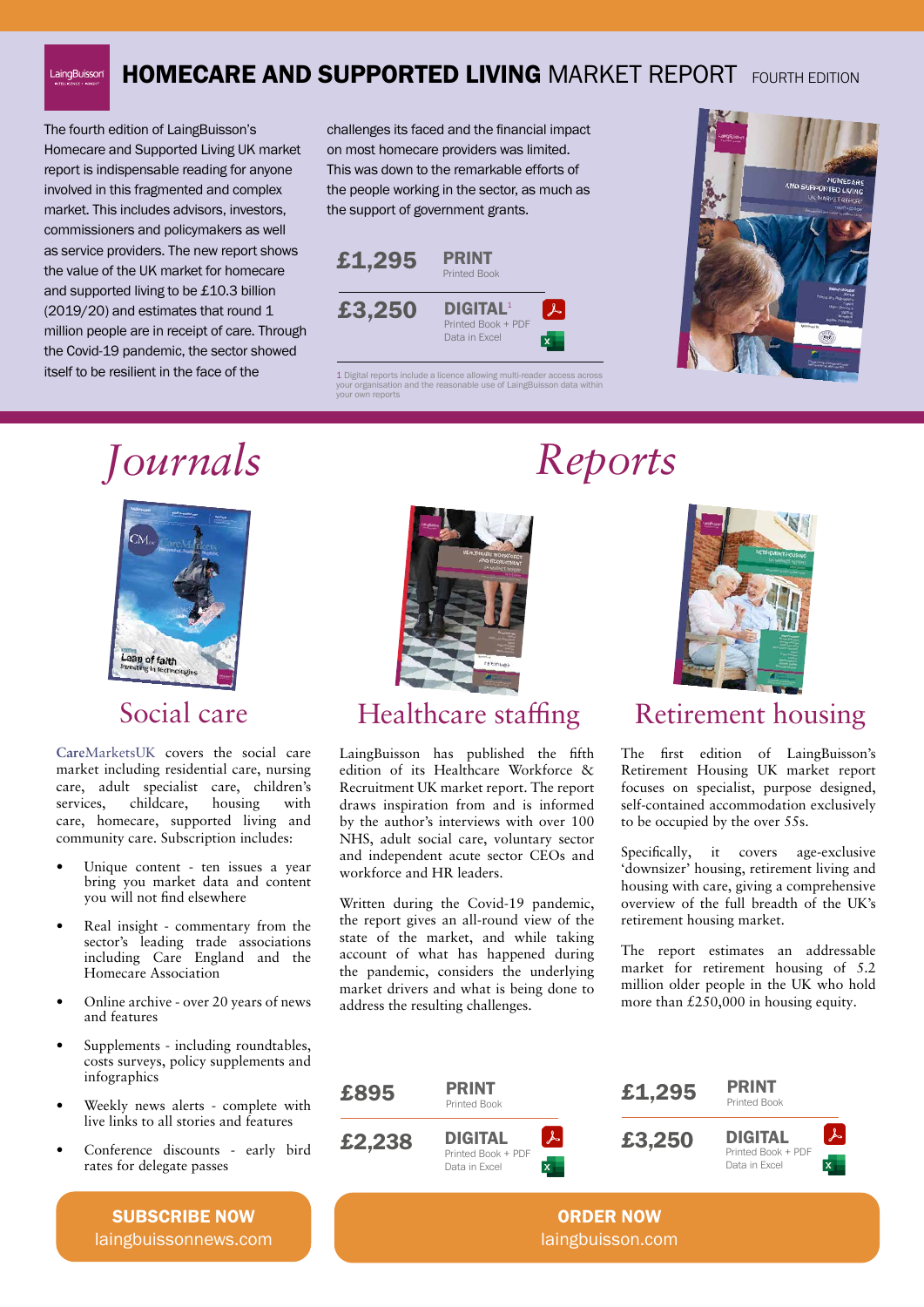# HOMECARE AND SUPPORTED LIVING MARKET REPORT FOURTH EDITION

The fourth edition of LaingBuisson's Homecare and Supported Living UK market report is indispensable reading for anyone involved in this fragmented and complex market. This includes advisors, investors, commissioners and policymakers as well as service providers. The new report shows the value of the UK market for homecare and supported living to be £10.3 billion (2019/20) and estimates that round 1 million people are in receipt of care. Through the Covid-19 pandemic, the sector showed itself to be resilient in the face of the challenges its faced and the financial impact on most homecare providers was limited. This was down to the remarkable efforts of the people working in the sector, as much as the support of government grants.

| | |
|---|---|
| £1,295 | **PRINT** Printed Book |
| £3,250 | **DIGITAL**[1] Printed Book + PDF Data in Excel |

1 Digital reports include a licence allowing multi-reader access across your organisation and the reasonable use of LaingBuisson data within your own reports

# Journals

## Social care

CareMarketsUK covers the social care market including residential care, nursing care, adult specialist care, children's services, childcare, housing with care, homecare, supported living and community care. Subscription includes:

- Unique content - ten issues a year bring you market data and content you will not find elsewhere
- Real insight - commentary from the sector's leading trade associations including Care England and the Homecare Association
- Online archive - over 20 years of news and features
- Supplements - including roundtables, costs surveys, policy supplements and infographics
- Weekly news alerts - complete with live links to all stories and features
- Conference discounts - early bird rates for delegate passes

**SUBSCRIBE NOW**
laingbuissonnews.com

# Reports

## Healthcare staffing

LaingBuisson has published the fifth edition of its Healthcare Workforce & Recruitment UK market report. The report draws inspiration from and is informed by the author's interviews with over 100 NHS, adult social care, voluntary sector and independent acute sector CEOs and workforce and HR leaders.

Written during the Covid-19 pandemic, the report gives an all-round view of the state of the market, and while taking account of what has happened during the pandemic, considers the underlying market drivers and what is being done to address the resulting challenges.

| | |
|---|---|
| £895 | **PRINT** Printed Book |
| £2,238 | **DIGITAL** Printed Book + PDF Data in Excel |

## Retirement housing

The first edition of LaingBuisson's Retirement Housing UK market report focuses on specialist, purpose designed, self-contained accommodation exclusively to be occupied by the over 55s.

Specifically, it covers age-exclusive 'downsizer' housing, retirement living and housing with care, giving a comprehensive overview of the full breadth of the UK's retirement housing market.

The report estimates an addressable market for retirement housing of 5.2 million older people in the UK who hold more than £250,000 in housing equity.

| | |
|---|---|
| £1,295 | **PRINT** Printed Book |
| £3,250 | **DIGITAL** Printed Book + PDF Data in Excel |

**ORDER NOW**
laingbuisson.com